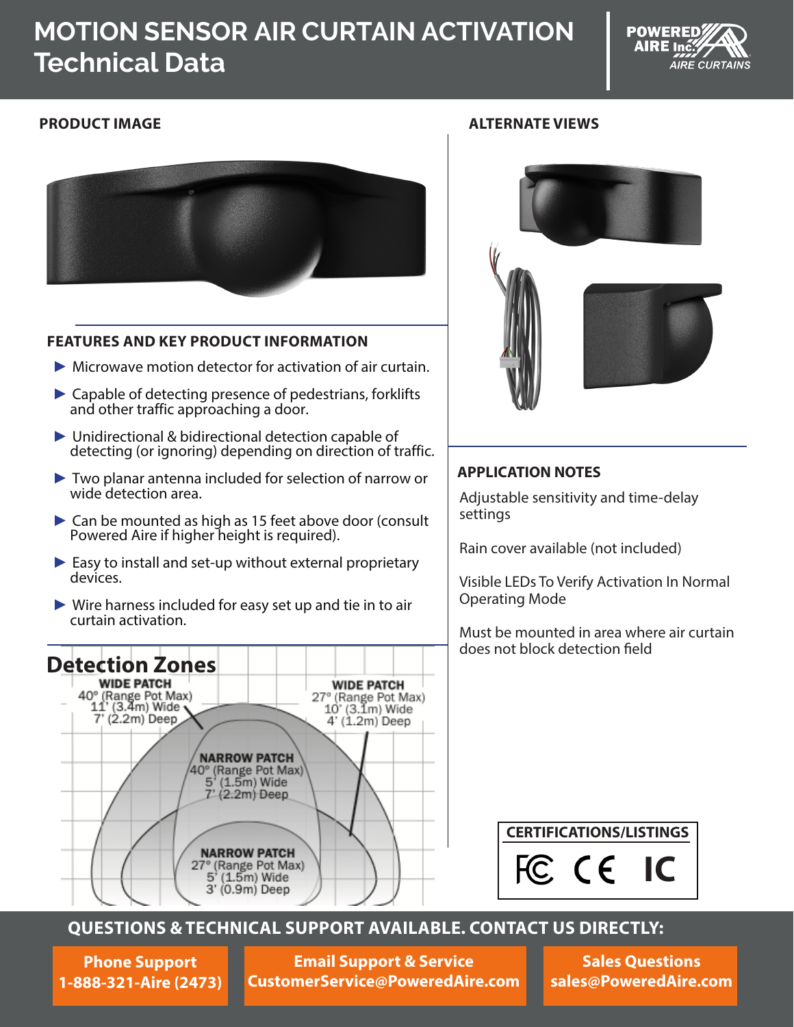# MOTION SENSOR AIR CURTAIN ACTIVATION
# Technical Data

POWERED AIRE Inc. AIRE CURTAINS

**PRODUCT IMAGE**

**ALTERNATE VIEWS**

## FEATURES AND KEY PRODUCT INFORMATION

- Microwave motion detector for activation of air curtain.
- Capable of detecting presence of pedestrians, forklifts and other traffic approaching a door.
- Unidirectional & bidirectional detection capable of detecting (or ignoring) depending on direction of traffic.
- Two planar antenna included for selection of narrow or wide detection area.
- Can be mounted as high as 15 feet above door (consult Powered Aire if higher height is required).
- Easy to install and set-up without external proprietary devices.
- Wire harness included for easy set up and tie in to air curtain activation.

## Detection Zones

**WIDE PATCH**
40° (Range Pot Max)
11' (3.4m) Wide
7' (2.2m) Deep

**WIDE PATCH**
27° (Range Pot Max)
10' (3.1m) Wide
4' (1.2m) Deep

**NARROW PATCH**
40° (Range Pot Max)
5' (1.5m) Wide
7' (2.2m) Deep

**NARROW PATCH**
27° (Range Pot Max)
5' (1.5m) Wide
3' (0.9m) Deep

## APPLICATION NOTES

Adjustable sensitivity and time-delay settings

Rain cover available (not included)

Visible LEDs To Verify Activation In Normal Operating Mode

Must be mounted in area where air curtain does not block detection field

**CERTIFICATIONS/LISTINGS**

FC CE IC

**QUESTIONS & TECHNICAL SUPPORT AVAILABLE. CONTACT US DIRECTLY:**

**Phone Support**
**1-888-321-Aire (2473)**

**Email Support & Service**
**CustomerService@PoweredAire.com**

**Sales Questions**
**sales@PoweredAire.com**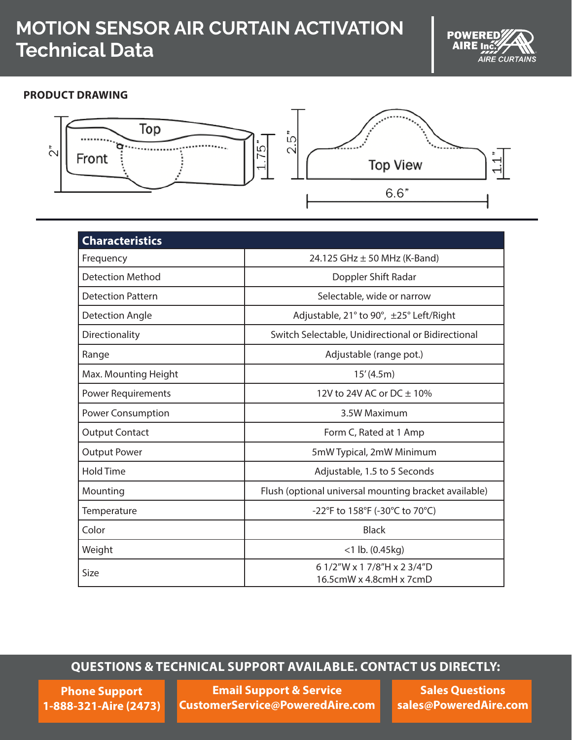# MOTION SENSOR AIR CURTAIN ACTIVATION Technical Data

POWERED AIRE Inc. AIRE CURTAINS

## PRODUCT DRAWING

Top

Front

2"

1.75"

2.5"

Top View

1.1"

6.6"

| Characteristics | |
|---|---|
| Frequency | 24.125 GHz ± 50 MHz (K-Band) |
| Detection Method | Doppler Shift Radar |
| Detection Pattern | Selectable, wide or narrow |
| Detection Angle | Adjustable, 21° to 90°, ±25° Left/Right |
| Directionality | Switch Selectable, Unidirectional or Bidirectional |
| Range | Adjustable (range pot.) |
| Max. Mounting Height | 15' (4.5m) |
| Power Requirements | 12V to 24V AC or DC ± 10% |
| Power Consumption | 3.5W Maximum |
| Output Contact | Form C, Rated at 1 Amp |
| Output Power | 5mW Typical, 2mW Minimum |
| Hold Time | Adjustable, 1.5 to 5 Seconds |
| Mounting | Flush (optional universal mounting bracket available) |
| Temperature | -22°F to 158°F (-30°C to 70°C) |
| Color | Black |
| Weight | <1 lb. (0.45kg) |
| Size | 6 1/2"W x 1 7/8"H x 2 3/4"D<br>16.5cmW x 4.8cmH x 7cmD |

**QUESTIONS & TECHNICAL SUPPORT AVAILABLE. CONTACT US DIRECTLY:**

**Phone Support**
**1-888-321-Aire (2473)**

**Email Support & Service**
**CustomerService@PoweredAire.com**

**Sales Questions**
**sales@PoweredAire.com**